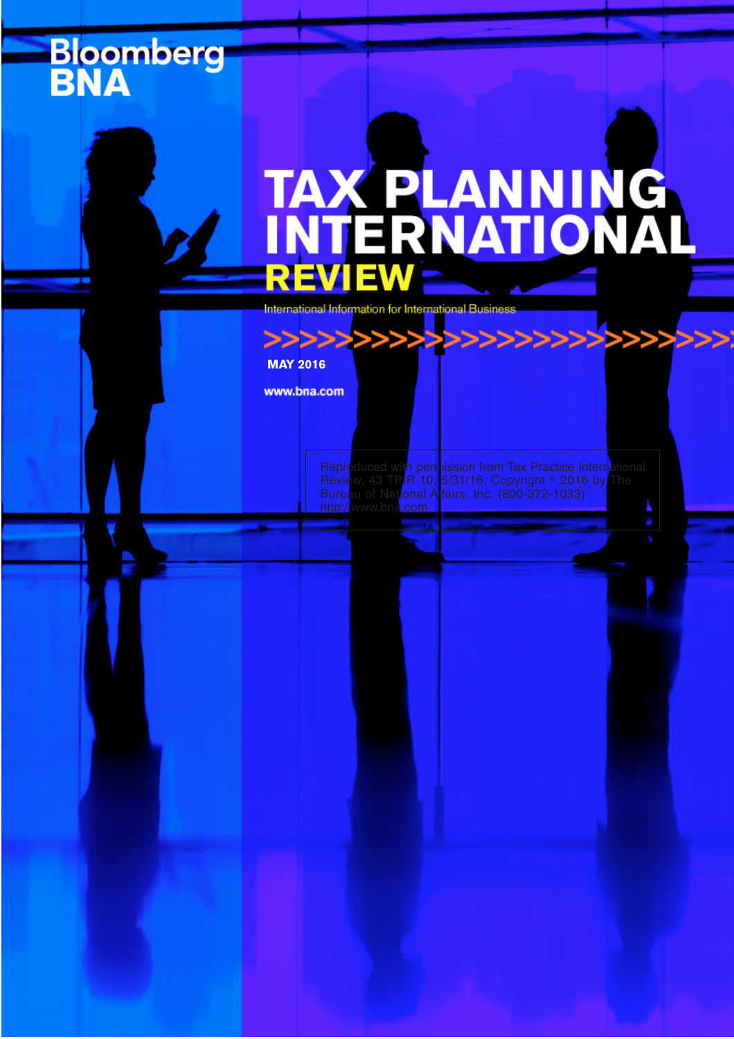Bloomberg BNA

# TAX PLANNING INTERNATIONAL REVIEW

International Information for International Business

**MAY 2016**

www.bna.com

Reproduced with permission from Tax Practice International Review, 43 TPIR 10, 5/31/16. Copyright © 2016 by The Bureau of National Affairs, Inc. (800-372-1033) http://www.bna.com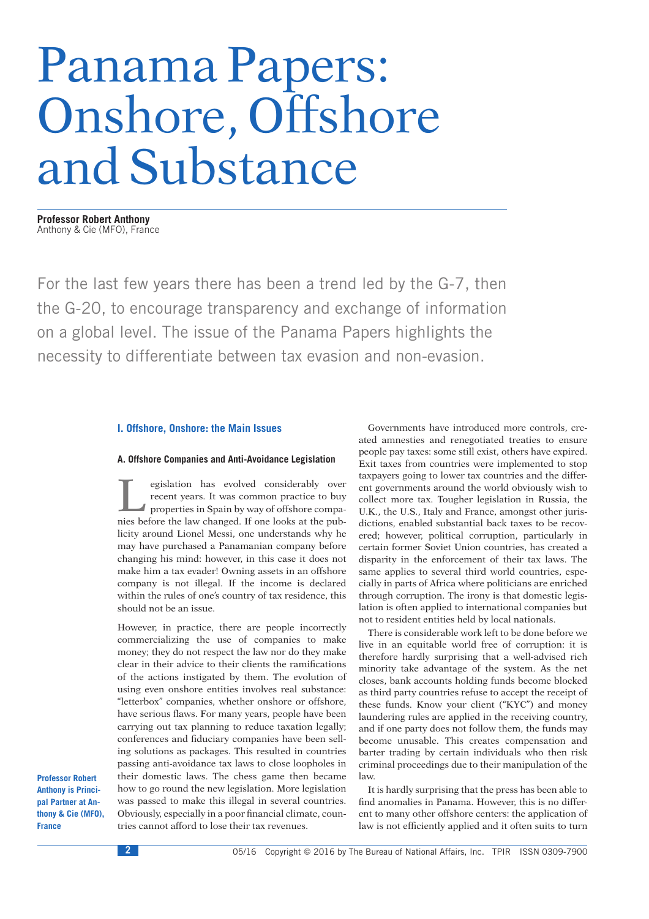# Panama Papers: Onshore, Offshore and Substance

**Professor Robert Anthony**
Anthony & Cie (MFO), France

For the last few years there has been a trend led by the G-7, then the G-20, to encourage transparency and exchange of information on a global level. The issue of the Panama Papers highlights the necessity to differentiate between tax evasion and non-evasion.

## I. Offshore, Onshore: the Main Issues

### A. Offshore Companies and Anti-Avoidance Legislation

Legislation has evolved considerably over recent years. It was common practice to buy properties in Spain by way of offshore companies before the law changed. If one looks at the publicity around Lionel Messi, one understands why he may have purchased a Panamanian company before changing his mind: however, in this case it does not make him a tax evader! Owning assets in an offshore company is not illegal. If the income is declared within the rules of one's country of tax residence, this should not be an issue.

However, in practice, there are people incorrectly commercializing the use of companies to make money; they do not respect the law nor do they make clear in their advice to their clients the ramifications of the actions instigated by them. The evolution of using even onshore entities involves real substance: "letterbox" companies, whether onshore or offshore, have serious flaws. For many years, people have been carrying out tax planning to reduce taxation legally; conferences and fiduciary companies have been selling solutions as packages. This resulted in countries passing anti-avoidance tax laws to close loopholes in their domestic laws. The chess game then became how to go round the new legislation. More legislation was passed to make this illegal in several countries. Obviously, especially in a poor financial climate, countries cannot afford to lose their tax revenues.

Governments have introduced more controls, created amnesties and renegotiated treaties to ensure people pay taxes: some still exist, others have expired. Exit taxes from countries were implemented to stop taxpayers going to lower tax countries and the different governments around the world obviously wish to collect more tax. Tougher legislation in Russia, the U.K., the U.S., Italy and France, amongst other jurisdictions, enabled substantial back taxes to be recovered; however, political corruption, particularly in certain former Soviet Union countries, has created a disparity in the enforcement of their tax laws. The same applies to several third world countries, especially in parts of Africa where politicians are enriched through corruption. The irony is that domestic legislation is often applied to international companies but not to resident entities held by local nationals.

There is considerable work left to be done before we live in an equitable world free of corruption: it is therefore hardly surprising that a well-advised rich minority take advantage of the system. As the net closes, bank accounts holding funds become blocked as third party countries refuse to accept the receipt of these funds. Know your client ("KYC") and money laundering rules are applied in the receiving country, and if one party does not follow them, the funds may become unusable. This creates compensation and barter trading by certain individuals who then risk criminal proceedings due to their manipulation of the law.

It is hardly surprising that the press has been able to find anomalies in Panama. However, this is no different to many other offshore centers: the application of law is not efficiently applied and it often suits to turn

**Professor Robert Anthony is Principal Partner at Anthony & Cie (MFO), France**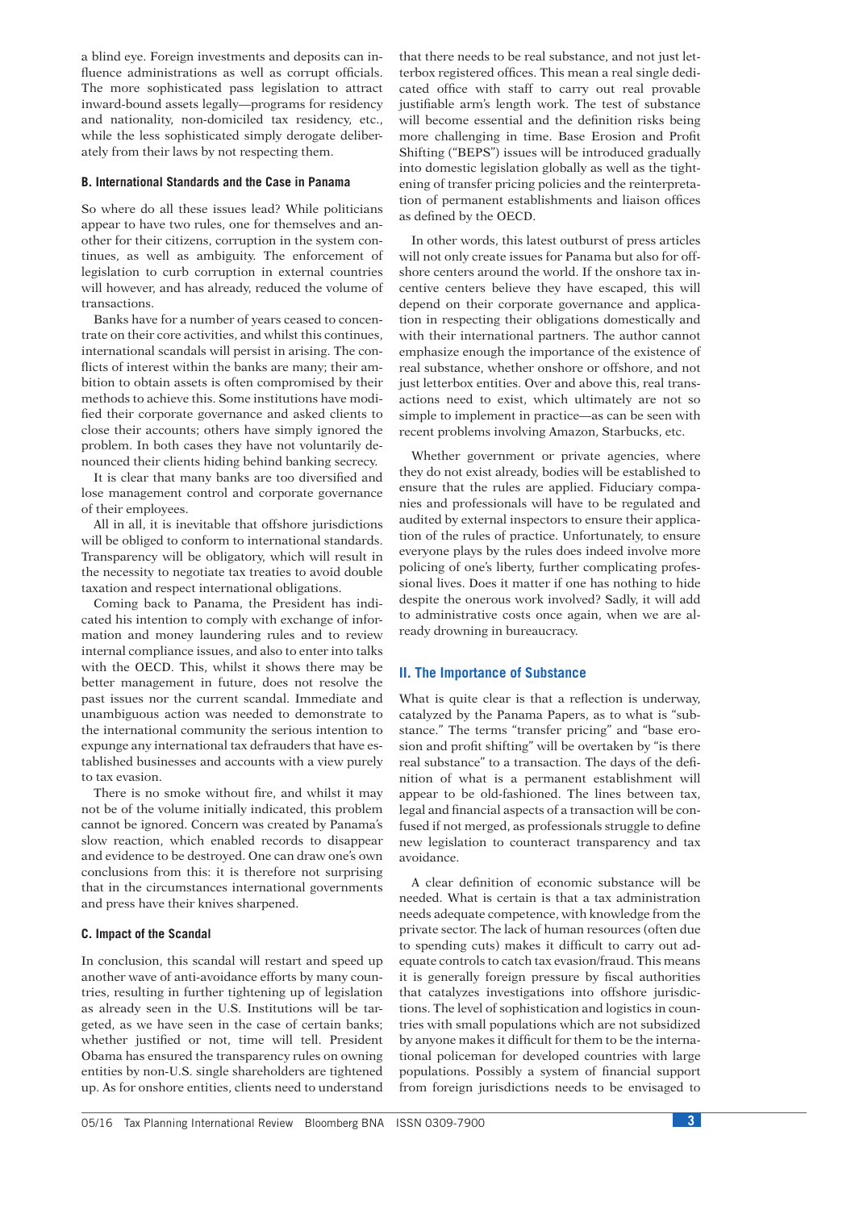a blind eye. Foreign investments and deposits can influence administrations as well as corrupt officials. The more sophisticated pass legislation to attract inward-bound assets legally—programs for residency and nationality, non-domiciled tax residency, etc., while the less sophisticated simply derogate deliberately from their laws by not respecting them.

### B. International Standards and the Case in Panama

So where do all these issues lead? While politicians appear to have two rules, one for themselves and another for their citizens, corruption in the system continues, as well as ambiguity. The enforcement of legislation to curb corruption in external countries will however, and has already, reduced the volume of transactions.

Banks have for a number of years ceased to concentrate on their core activities, and whilst this continues, international scandals will persist in arising. The conflicts of interest within the banks are many; their ambition to obtain assets is often compromised by their methods to achieve this. Some institutions have modified their corporate governance and asked clients to close their accounts; others have simply ignored the problem. In both cases they have not voluntarily denounced their clients hiding behind banking secrecy.

It is clear that many banks are too diversified and lose management control and corporate governance of their employees.

All in all, it is inevitable that offshore jurisdictions will be obliged to conform to international standards. Transparency will be obligatory, which will result in the necessity to negotiate tax treaties to avoid double taxation and respect international obligations.

Coming back to Panama, the President has indicated his intention to comply with exchange of information and money laundering rules and to review internal compliance issues, and also to enter into talks with the OECD. This, whilst it shows there may be better management in future, does not resolve the past issues nor the current scandal. Immediate and unambiguous action was needed to demonstrate to the international community the serious intention to expunge any international tax defrauders that have established businesses and accounts with a view purely to tax evasion.

There is no smoke without fire, and whilst it may not be of the volume initially indicated, this problem cannot be ignored. Concern was created by Panama's slow reaction, which enabled records to disappear and evidence to be destroyed. One can draw one's own conclusions from this: it is therefore not surprising that in the circumstances international governments and press have their knives sharpened.

### C. Impact of the Scandal

In conclusion, this scandal will restart and speed up another wave of anti-avoidance efforts by many countries, resulting in further tightening up of legislation as already seen in the U.S. Institutions will be targeted, as we have seen in the case of certain banks; whether justified or not, time will tell. President Obama has ensured the transparency rules on owning entities by non-U.S. single shareholders are tightened up. As for onshore entities, clients need to understand that there needs to be real substance, and not just letterbox registered offices. This mean a real single dedicated office with staff to carry out real provable justifiable arm's length work. The test of substance will become essential and the definition risks being more challenging in time. Base Erosion and Profit Shifting ("BEPS") issues will be introduced gradually into domestic legislation globally as well as the tightening of transfer pricing policies and the reinterpretation of permanent establishments and liaison offices as defined by the OECD.

In other words, this latest outburst of press articles will not only create issues for Panama but also for offshore centers around the world. If the onshore tax incentive centers believe they have escaped, this will depend on their corporate governance and application in respecting their obligations domestically and with their international partners. The author cannot emphasize enough the importance of the existence of real substance, whether onshore or offshore, and not just letterbox entities. Over and above this, real transactions need to exist, which ultimately are not so simple to implement in practice—as can be seen with recent problems involving Amazon, Starbucks, etc.

Whether government or private agencies, where they do not exist already, bodies will be established to ensure that the rules are applied. Fiduciary companies and professionals will have to be regulated and audited by external inspectors to ensure their application of the rules of practice. Unfortunately, to ensure everyone plays by the rules does indeed involve more policing of one's liberty, further complicating professional lives. Does it matter if one has nothing to hide despite the onerous work involved? Sadly, it will add to administrative costs once again, when we are already drowning in bureaucracy.

## II. The Importance of Substance

What is quite clear is that a reflection is underway, catalyzed by the Panama Papers, as to what is "substance." The terms "transfer pricing" and "base erosion and profit shifting" will be overtaken by "is there real substance" to a transaction. The days of the definition of what is a permanent establishment will appear to be old-fashioned. The lines between tax, legal and financial aspects of a transaction will be confused if not merged, as professionals struggle to define new legislation to counteract transparency and tax avoidance.

A clear definition of economic substance will be needed. What is certain is that a tax administration needs adequate competence, with knowledge from the private sector. The lack of human resources (often due to spending cuts) makes it difficult to carry out adequate controls to catch tax evasion/fraud. This means it is generally foreign pressure by fiscal authorities that catalyzes investigations into offshore jurisdictions. The level of sophistication and logistics in countries with small populations which are not subsidized by anyone makes it difficult for them to be the international policeman for developed countries with large populations. Possibly a system of financial support from foreign jurisdictions needs to be envisaged to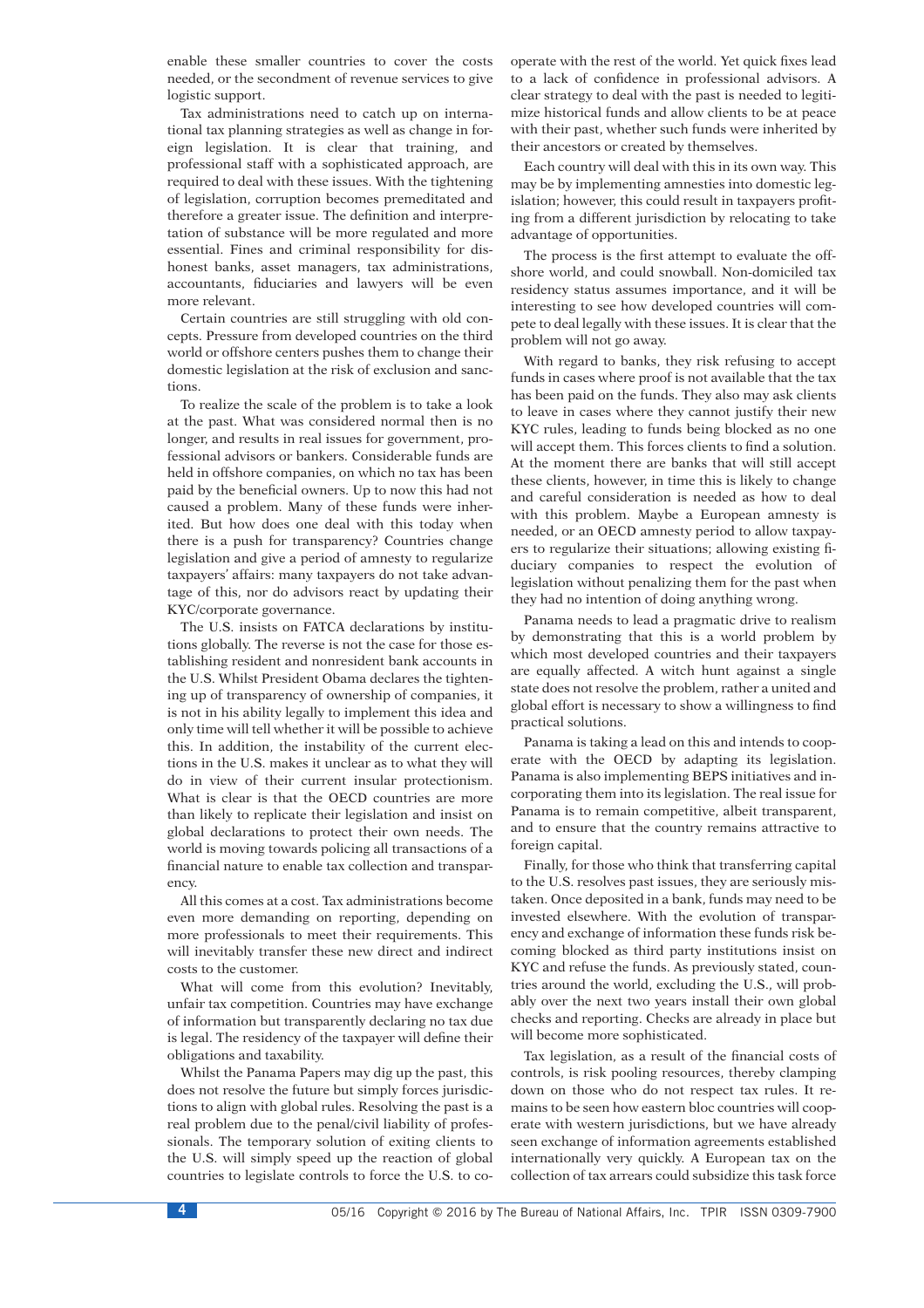enable these smaller countries to cover the costs needed, or the secondment of revenue services to give logistic support.

Tax administrations need to catch up on international tax planning strategies as well as change in foreign legislation. It is clear that training, and professional staff with a sophisticated approach, are required to deal with these issues. With the tightening of legislation, corruption becomes premeditated and therefore a greater issue. The definition and interpretation of substance will be more regulated and more essential. Fines and criminal responsibility for dishonest banks, asset managers, tax administrations, accountants, fiduciaries and lawyers will be even more relevant.

Certain countries are still struggling with old concepts. Pressure from developed countries on the third world or offshore centers pushes them to change their domestic legislation at the risk of exclusion and sanctions.

To realize the scale of the problem is to take a look at the past. What was considered normal then is no longer, and results in real issues for government, professional advisors or bankers. Considerable funds are held in offshore companies, on which no tax has been paid by the beneficial owners. Up to now this had not caused a problem. Many of these funds were inherited. But how does one deal with this today when there is a push for transparency? Countries change legislation and give a period of amnesty to regularize taxpayers' affairs: many taxpayers do not take advantage of this, nor do advisors react by updating their KYC/corporate governance.

The U.S. insists on FATCA declarations by institutions globally. The reverse is not the case for those establishing resident and nonresident bank accounts in the U.S. Whilst President Obama declares the tightening up of transparency of ownership of companies, it is not in his ability legally to implement this idea and only time will tell whether it will be possible to achieve this. In addition, the instability of the current elections in the U.S. makes it unclear as to what they will do in view of their current insular protectionism. What is clear is that the OECD countries are more than likely to replicate their legislation and insist on global declarations to protect their own needs. The world is moving towards policing all transactions of a financial nature to enable tax collection and transparency.

All this comes at a cost. Tax administrations become even more demanding on reporting, depending on more professionals to meet their requirements. This will inevitably transfer these new direct and indirect costs to the customer.

What will come from this evolution? Inevitably, unfair tax competition. Countries may have exchange of information but transparently declaring no tax due is legal. The residency of the taxpayer will define their obligations and taxability.

Whilst the Panama Papers may dig up the past, this does not resolve the future but simply forces jurisdictions to align with global rules. Resolving the past is a real problem due to the penal/civil liability of professionals. The temporary solution of exiting clients to the U.S. will simply speed up the reaction of global countries to legislate controls to force the U.S. to cooperate with the rest of the world. Yet quick fixes lead to a lack of confidence in professional advisors. A clear strategy to deal with the past is needed to legitimize historical funds and allow clients to be at peace with their past, whether such funds were inherited by their ancestors or created by themselves.

Each country will deal with this in its own way. This may be by implementing amnesties into domestic legislation; however, this could result in taxpayers profiting from a different jurisdiction by relocating to take advantage of opportunities.

The process is the first attempt to evaluate the offshore world, and could snowball. Non-domiciled tax residency status assumes importance, and it will be interesting to see how developed countries will compete to deal legally with these issues. It is clear that the problem will not go away.

With regard to banks, they risk refusing to accept funds in cases where proof is not available that the tax has been paid on the funds. They also may ask clients to leave in cases where they cannot justify their new KYC rules, leading to funds being blocked as no one will accept them. This forces clients to find a solution. At the moment there are banks that will still accept these clients, however, in time this is likely to change and careful consideration is needed as how to deal with this problem. Maybe a European amnesty is needed, or an OECD amnesty period to allow taxpayers to regularize their situations; allowing existing fiduciary companies to respect the evolution of legislation without penalizing them for the past when they had no intention of doing anything wrong.

Panama needs to lead a pragmatic drive to realism by demonstrating that this is a world problem by which most developed countries and their taxpayers are equally affected. A witch hunt against a single state does not resolve the problem, rather a united and global effort is necessary to show a willingness to find practical solutions.

Panama is taking a lead on this and intends to cooperate with the OECD by adapting its legislation. Panama is also implementing BEPS initiatives and incorporating them into its legislation. The real issue for Panama is to remain competitive, albeit transparent, and to ensure that the country remains attractive to foreign capital.

Finally, for those who think that transferring capital to the U.S. resolves past issues, they are seriously mistaken. Once deposited in a bank, funds may need to be invested elsewhere. With the evolution of transparency and exchange of information these funds risk becoming blocked as third party institutions insist on KYC and refuse the funds. As previously stated, countries around the world, excluding the U.S., will probably over the next two years install their own global checks and reporting. Checks are already in place but will become more sophisticated.

Tax legislation, as a result of the financial costs of controls, is risk pooling resources, thereby clamping down on those who do not respect tax rules. It remains to be seen how eastern bloc countries will cooperate with western jurisdictions, but we have already seen exchange of information agreements established internationally very quickly. A European tax on the collection of tax arrears could subsidize this task force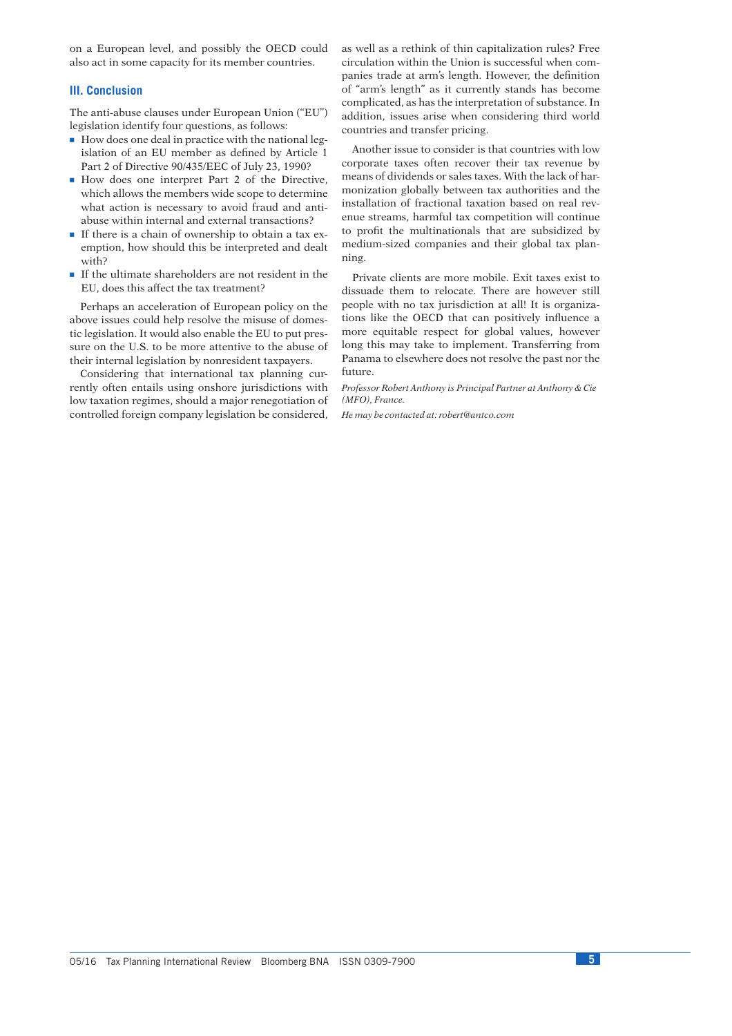on a European level, and possibly the OECD could also act in some capacity for its member countries.

## III. Conclusion

The anti-abuse clauses under European Union ("EU") legislation identify four questions, as follows:

- How does one deal in practice with the national legislation of an EU member as defined by Article 1 Part 2 of Directive 90/435/EEC of July 23, 1990?
- How does one interpret Part 2 of the Directive, which allows the members wide scope to determine what action is necessary to avoid fraud and anti-abuse within internal and external transactions?
- If there is a chain of ownership to obtain a tax exemption, how should this be interpreted and dealt with?
- If the ultimate shareholders are not resident in the EU, does this affect the tax treatment?

Perhaps an acceleration of European policy on the above issues could help resolve the misuse of domestic legislation. It would also enable the EU to put pressure on the U.S. to be more attentive to the abuse of their internal legislation by nonresident taxpayers.

Considering that international tax planning currently often entails using onshore jurisdictions with low taxation regimes, should a major renegotiation of controlled foreign company legislation be considered, as well as a rethink of thin capitalization rules? Free circulation within the Union is successful when companies trade at arm's length. However, the definition of "arm's length" as it currently stands has become complicated, as has the interpretation of substance. In addition, issues arise when considering third world countries and transfer pricing.

Another issue to consider is that countries with low corporate taxes often recover their tax revenue by means of dividends or sales taxes. With the lack of harmonization globally between tax authorities and the installation of fractional taxation based on real revenue streams, harmful tax competition will continue to profit the multinationals that are subsidized by medium-sized companies and their global tax planning.

Private clients are more mobile. Exit taxes exist to dissuade them to relocate. There are however still people with no tax jurisdiction at all! It is organizations like the OECD that can positively influence a more equitable respect for global values, however long this may take to implement. Transferring from Panama to elsewhere does not resolve the past nor the future.

*Professor Robert Anthony is Principal Partner at Anthony & Cie (MFO), France.*

*He may be contacted at: robert@antco.com*